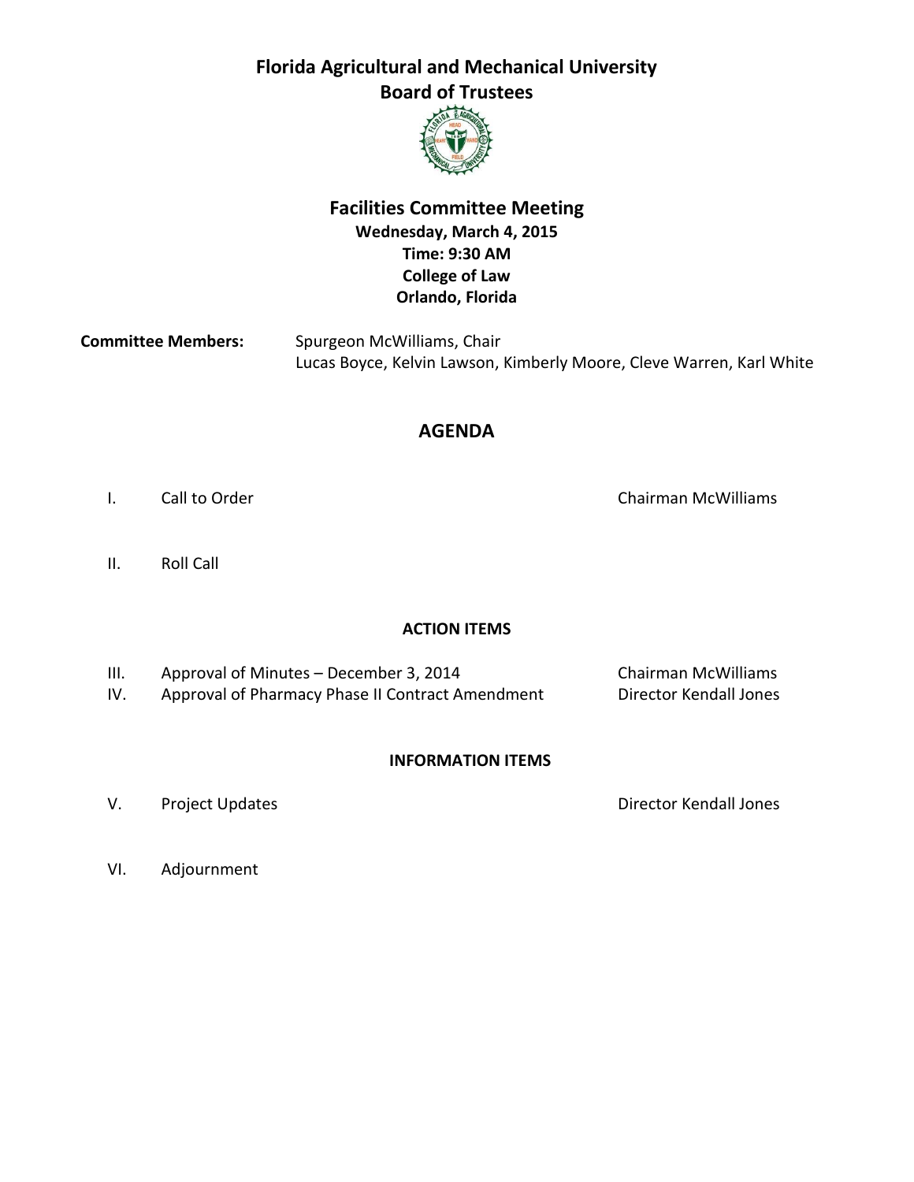# Florida Agricultural and Mechanical University
# Board of Trustees

## Facilities Committee Meeting

**Wednesday, March 4, 2015**
**Time: 9:30 AM**
**College of Law**
**Orlando, Florida**

**Committee Members:** Spurgeon McWilliams, Chair
Lucas Boyce, Kelvin Lawson, Kimberly Moore, Cleve Warren, Karl White

## AGENDA

I. Call to Order — Chairman McWilliams

II. Roll Call

### ACTION ITEMS

III. Approval of Minutes – December 3, 2014 — Chairman McWilliams

IV. Approval of Pharmacy Phase II Contract Amendment — Director Kendall Jones

### INFORMATION ITEMS

V. Project Updates — Director Kendall Jones

VI. Adjournment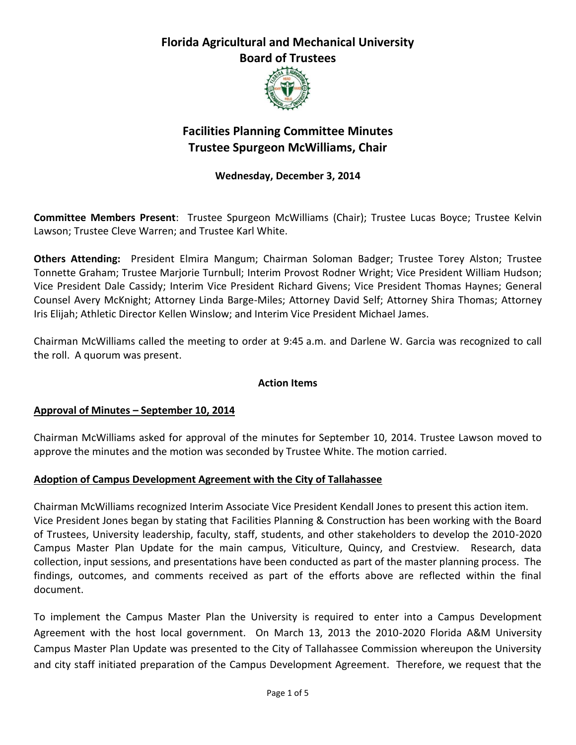# Florida Agricultural and Mechanical University
## Board of Trustees

# Facilities Planning Committee Minutes
## Trustee Spurgeon McWilliams, Chair

**Wednesday, December 3, 2014**

**Committee Members Present**: Trustee Spurgeon McWilliams (Chair); Trustee Lucas Boyce; Trustee Kelvin Lawson; Trustee Cleve Warren; and Trustee Karl White.

**Others Attending:** President Elmira Mangum; Chairman Soloman Badger; Trustee Torey Alston; Trustee Tonnette Graham; Trustee Marjorie Turnbull; Interim Provost Rodner Wright; Vice President William Hudson; Vice President Dale Cassidy; Interim Vice President Richard Givens; Vice President Thomas Haynes; General Counsel Avery McKnight; Attorney Linda Barge-Miles; Attorney David Self; Attorney Shira Thomas; Attorney Iris Elijah; Athletic Director Kellen Winslow; and Interim Vice President Michael James.

Chairman McWilliams called the meeting to order at 9:45 a.m. and Darlene W. Garcia was recognized to call the roll. A quorum was present.

### Action Items

**Approval of Minutes – September 10, 2014**

Chairman McWilliams asked for approval of the minutes for September 10, 2014. Trustee Lawson moved to approve the minutes and the motion was seconded by Trustee White. The motion carried.

**Adoption of Campus Development Agreement with the City of Tallahassee**

Chairman McWilliams recognized Interim Associate Vice President Kendall Jones to present this action item. Vice President Jones began by stating that Facilities Planning & Construction has been working with the Board of Trustees, University leadership, faculty, staff, students, and other stakeholders to develop the 2010-2020 Campus Master Plan Update for the main campus, Viticulture, Quincy, and Crestview. Research, data collection, input sessions, and presentations have been conducted as part of the master planning process. The findings, outcomes, and comments received as part of the efforts above are reflected within the final document.

To implement the Campus Master Plan the University is required to enter into a Campus Development Agreement with the host local government. On March 13, 2013 the 2010-2020 Florida A&M University Campus Master Plan Update was presented to the City of Tallahassee Commission whereupon the University and city staff initiated preparation of the Campus Development Agreement. Therefore, we request that the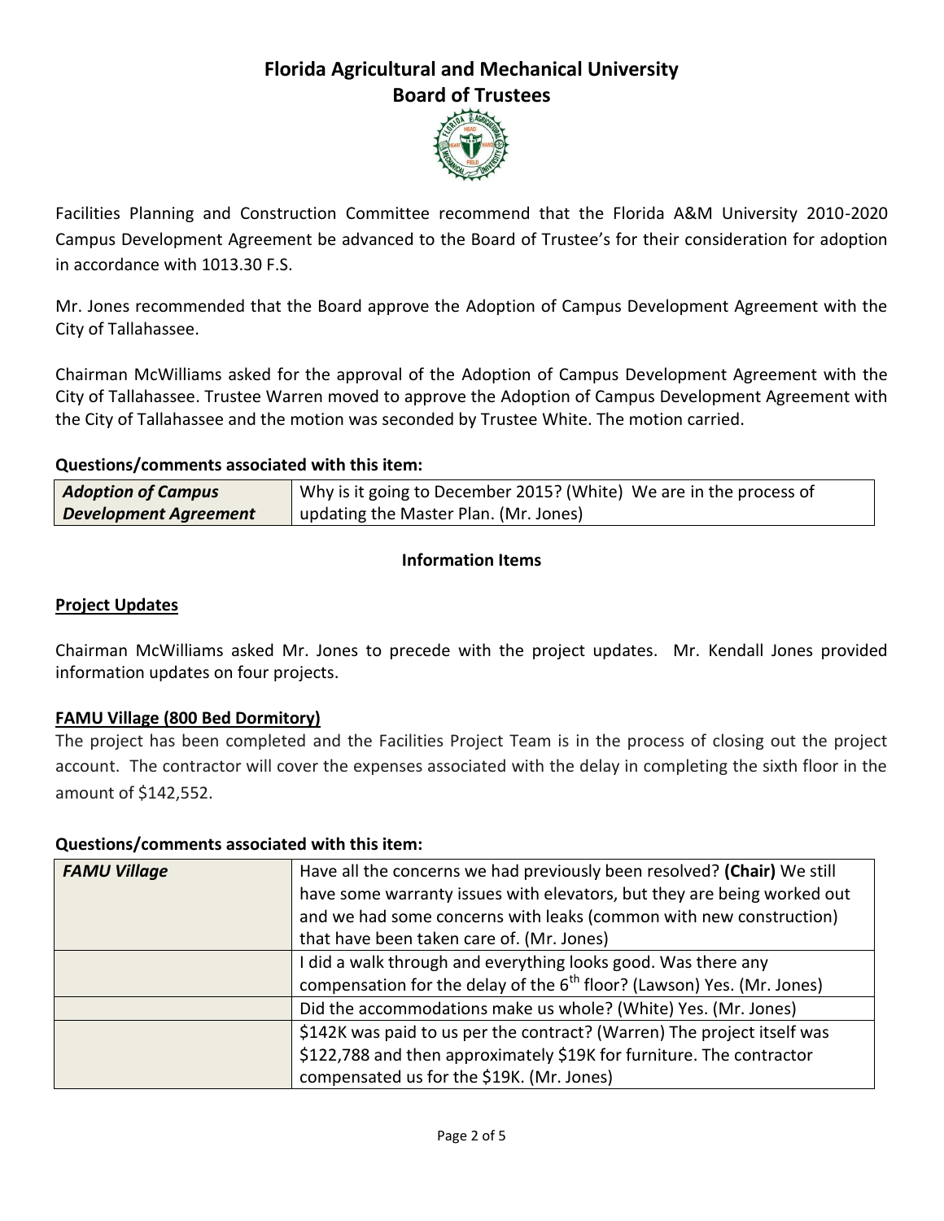# Florida Agricultural and Mechanical University
## Board of Trustees

Facilities Planning and Construction Committee recommend that the Florida A&M University 2010-2020 Campus Development Agreement be advanced to the Board of Trustee's for their consideration for adoption in accordance with 1013.30 F.S.

Mr. Jones recommended that the Board approve the Adoption of Campus Development Agreement with the City of Tallahassee.

Chairman McWilliams asked for the approval of the Adoption of Campus Development Agreement with the City of Tallahassee. Trustee Warren moved to approve the Adoption of Campus Development Agreement with the City of Tallahassee and the motion was seconded by Trustee White. The motion carried.

**Questions/comments associated with this item:**

| | |
|---|---|
| ***Adoption of Campus Development Agreement*** | Why is it going to December 2015? (White) We are in the process of updating the Master Plan. (Mr. Jones) |

**Information Items**

**Project Updates**

Chairman McWilliams asked Mr. Jones to precede with the project updates. Mr. Kendall Jones provided information updates on four projects.

**FAMU Village (800 Bed Dormitory)**

The project has been completed and the Facilities Project Team is in the process of closing out the project account. The contractor will cover the expenses associated with the delay in completing the sixth floor in the amount of $142,552.

**Questions/comments associated with this item:**

| | |
|---|---|
| ***FAMU Village*** | Have all the concerns we had previously been resolved? **(Chair)** We still have some warranty issues with elevators, but they are being worked out and we had some concerns with leaks (common with new construction) that have been taken care of. (Mr. Jones) |
| | I did a walk through and everything looks good. Was there any compensation for the delay of the 6th floor? (Lawson) Yes. (Mr. Jones) |
| | Did the accommodations make us whole? (White) Yes. (Mr. Jones) |
| | $142K was paid to us per the contract? (Warren) The project itself was $122,788 and then approximately $19K for furniture. The contractor compensated us for the $19K. (Mr. Jones) |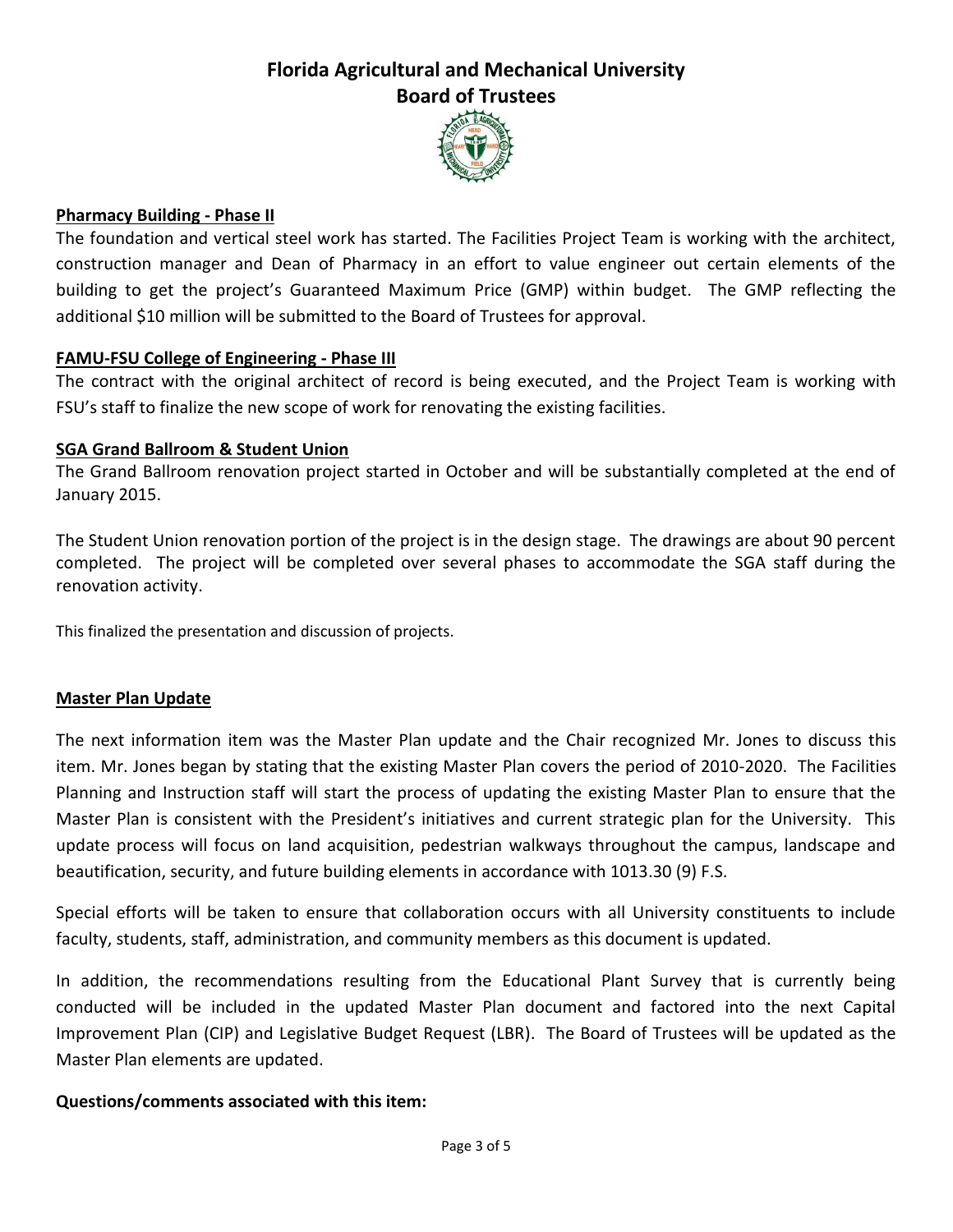**Pharmacy Building - Phase II**

The foundation and vertical steel work has started. The Facilities Project Team is working with the architect, construction manager and Dean of Pharmacy in an effort to value engineer out certain elements of the building to get the project's Guaranteed Maximum Price (GMP) within budget. The GMP reflecting the additional $10 million will be submitted to the Board of Trustees for approval.

**FAMU-FSU College of Engineering - Phase III**

The contract with the original architect of record is being executed, and the Project Team is working with FSU's staff to finalize the new scope of work for renovating the existing facilities.

**SGA Grand Ballroom & Student Union**

The Grand Ballroom renovation project started in October and will be substantially completed at the end of January 2015.

The Student Union renovation portion of the project is in the design stage. The drawings are about 90 percent completed. The project will be completed over several phases to accommodate the SGA staff during the renovation activity.

This finalized the presentation and discussion of projects.

**Master Plan Update**

The next information item was the Master Plan update and the Chair recognized Mr. Jones to discuss this item. Mr. Jones began by stating that the existing Master Plan covers the period of 2010-2020. The Facilities Planning and Instruction staff will start the process of updating the existing Master Plan to ensure that the Master Plan is consistent with the President's initiatives and current strategic plan for the University. This update process will focus on land acquisition, pedestrian walkways throughout the campus, landscape and beautification, security, and future building elements in accordance with 1013.30 (9) F.S.

Special efforts will be taken to ensure that collaboration occurs with all University constituents to include faculty, students, staff, administration, and community members as this document is updated.

In addition, the recommendations resulting from the Educational Plant Survey that is currently being conducted will be included in the updated Master Plan document and factored into the next Capital Improvement Plan (CIP) and Legislative Budget Request (LBR). The Board of Trustees will be updated as the Master Plan elements are updated.

**Questions/comments associated with this item:**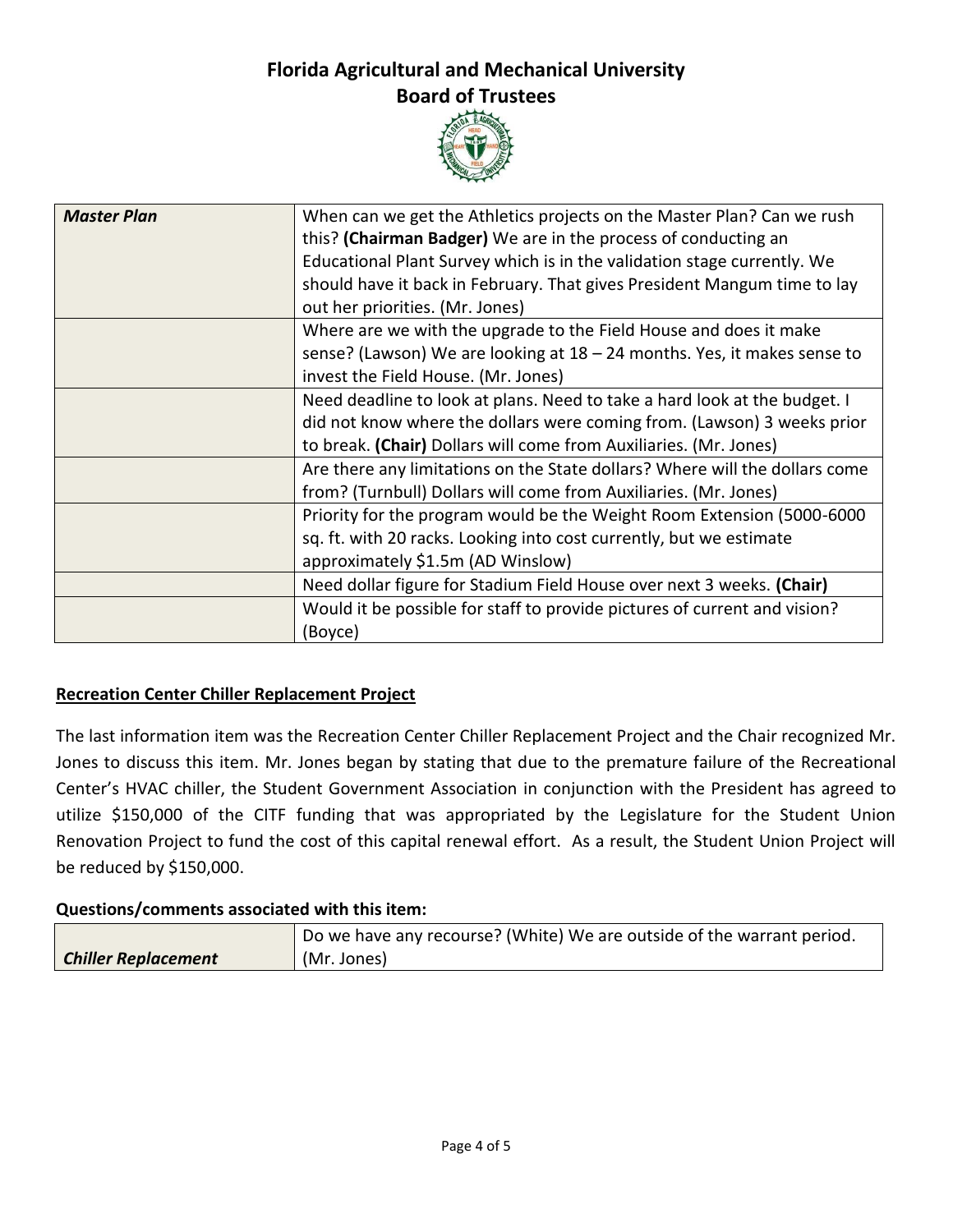# Florida Agricultural and Mechanical University
## Board of Trustees

| | |
|---|---|
| ***Master Plan*** | When can we get the Athletics projects on the Master Plan? Can we rush this? **(Chairman Badger)** We are in the process of conducting an Educational Plant Survey which is in the validation stage currently. We should have it back in February. That gives President Mangum time to lay out her priorities. (Mr. Jones) |
| | Where are we with the upgrade to the Field House and does it make sense? (Lawson) We are looking at 18 – 24 months. Yes, it makes sense to invest the Field House. (Mr. Jones) |
| | Need deadline to look at plans. Need to take a hard look at the budget. I did not know where the dollars were coming from. (Lawson) 3 weeks prior to break. **(Chair)** Dollars will come from Auxiliaries. (Mr. Jones) |
| | Are there any limitations on the State dollars? Where will the dollars come from? (Turnbull) Dollars will come from Auxiliaries. (Mr. Jones) |
| | Priority for the program would be the Weight Room Extension (5000-6000 sq. ft. with 20 racks. Looking into cost currently, but we estimate approximately $1.5m (AD Winslow) |
| | Need dollar figure for Stadium Field House over next 3 weeks. **(Chair)** |
| | Would it be possible for staff to provide pictures of current and vision? (Boyce) |

**Recreation Center Chiller Replacement Project**

The last information item was the Recreation Center Chiller Replacement Project and the Chair recognized Mr. Jones to discuss this item. Mr. Jones began by stating that due to the premature failure of the Recreational Center's HVAC chiller, the Student Government Association in conjunction with the President has agreed to utilize $150,000 of the CITF funding that was appropriated by the Legislature for the Student Union Renovation Project to fund the cost of this capital renewal effort. As a result, the Student Union Project will be reduced by $150,000.

**Questions/comments associated with this item:**

| | |
|---|---|
| ***Chiller Replacement*** | Do we have any recourse? (White) We are outside of the warrant period. (Mr. Jones) |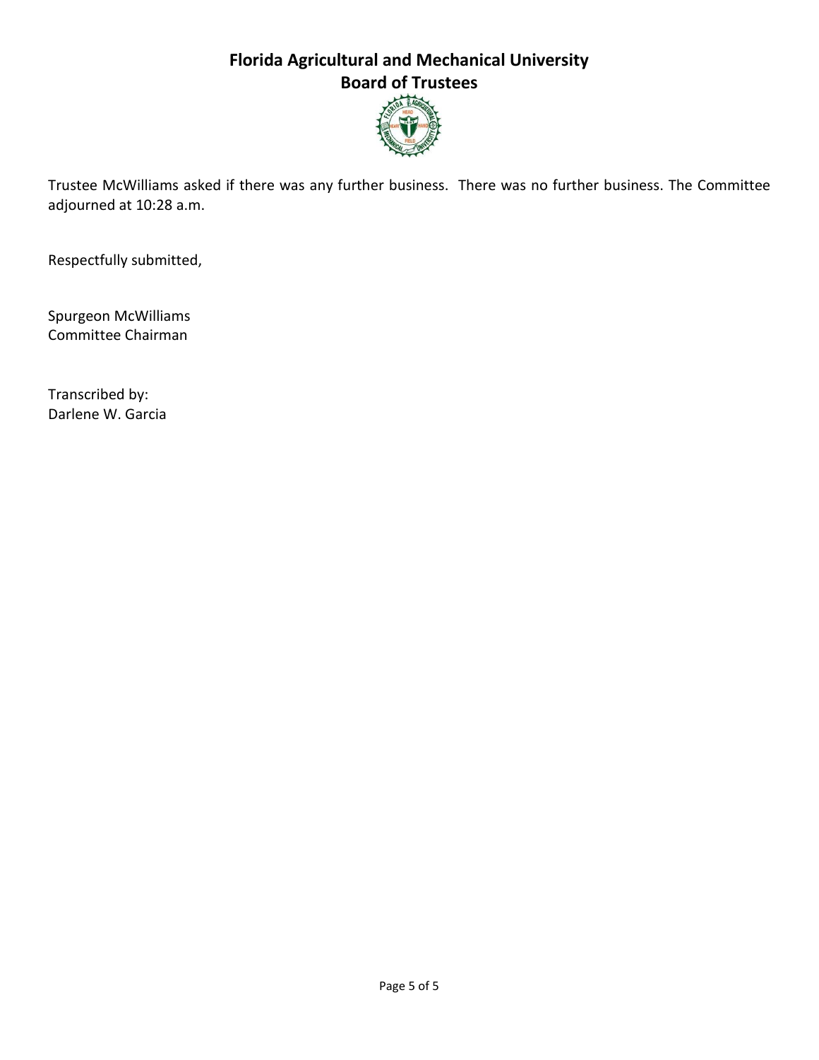Trustee McWilliams asked if there was any further business. There was no further business. The Committee adjourned at 10:28 a.m.

Respectfully submitted,

Spurgeon McWilliams
Committee Chairman

Transcribed by:
Darlene W. Garcia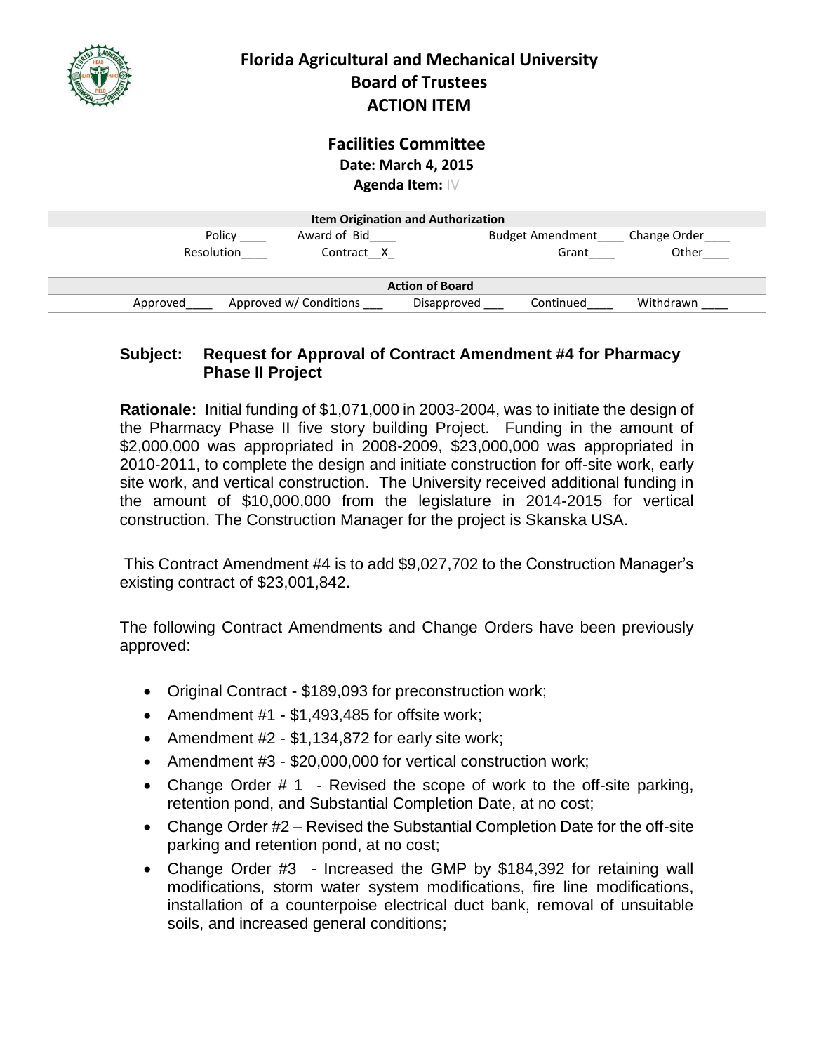# Florida Agricultural and Mechanical University
## Board of Trustees
## ACTION ITEM

### Facilities Committee

**Date: March 4, 2015**

**Agenda Item:** IV

| Item Origination and Authorization | | | |
|---|---|---|---|
| Policy ____ | Award of Bid____ | Budget Amendment____ | Change Order____ |
| Resolution____ | Contract__X_ | Grant____ | Other____ |

| Action of Board | | | | |
|---|---|---|---|---|
| Approved____ | Approved w/ Conditions ___ | Disapproved ___ | Continued____ | Withdrawn ____ |

**Subject: Request for Approval of Contract Amendment #4 for Pharmacy Phase II Project**

**Rationale:** Initial funding of $1,071,000 in 2003-2004, was to initiate the design of the Pharmacy Phase II five story building Project. Funding in the amount of $2,000,000 was appropriated in 2008-2009, $23,000,000 was appropriated in 2010-2011, to complete the design and initiate construction for off-site work, early site work, and vertical construction. The University received additional funding in the amount of $10,000,000 from the legislature in 2014-2015 for vertical construction. The Construction Manager for the project is Skanska USA.

This Contract Amendment #4 is to add $9,027,702 to the Construction Manager's existing contract of $23,001,842.

The following Contract Amendments and Change Orders have been previously approved:

- Original Contract - $189,093 for preconstruction work;
- Amendment #1 - $1,493,485 for offsite work;
- Amendment #2 - $1,134,872 for early site work;
- Amendment #3 - $20,000,000 for vertical construction work;
- Change Order # 1 - Revised the scope of work to the off-site parking, retention pond, and Substantial Completion Date, at no cost;
- Change Order #2 – Revised the Substantial Completion Date for the off-site parking and retention pond, at no cost;
- Change Order #3 - Increased the GMP by $184,392 for retaining wall modifications, storm water system modifications, fire line modifications, installation of a counterpoise electrical duct bank, removal of unsuitable soils, and increased general conditions;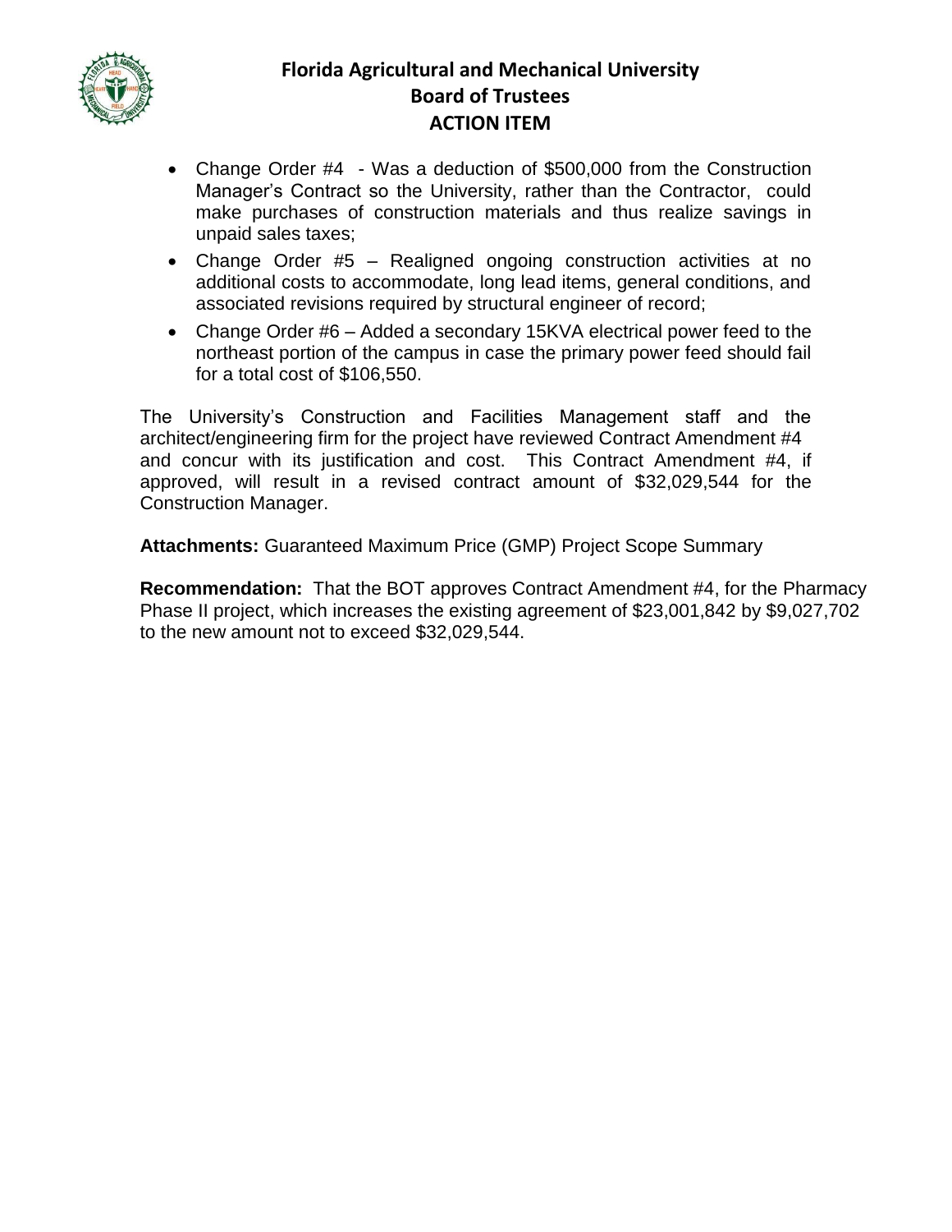- Change Order #4 - Was a deduction of $500,000 from the Construction Manager's Contract so the University, rather than the Contractor, could make purchases of construction materials and thus realize savings in unpaid sales taxes;
- Change Order #5 – Realigned ongoing construction activities at no additional costs to accommodate, long lead items, general conditions, and associated revisions required by structural engineer of record;
- Change Order #6 – Added a secondary 15KVA electrical power feed to the northeast portion of the campus in case the primary power feed should fail for a total cost of $106,550.

The University's Construction and Facilities Management staff and the architect/engineering firm for the project have reviewed Contract Amendment #4 and concur with its justification and cost. This Contract Amendment #4, if approved, will result in a revised contract amount of $32,029,544 for the Construction Manager.

**Attachments:** Guaranteed Maximum Price (GMP) Project Scope Summary

**Recommendation:** That the BOT approves Contract Amendment #4, for the Pharmacy Phase II project, which increases the existing agreement of $23,001,842 by $9,027,702 to the new amount not to exceed $32,029,544.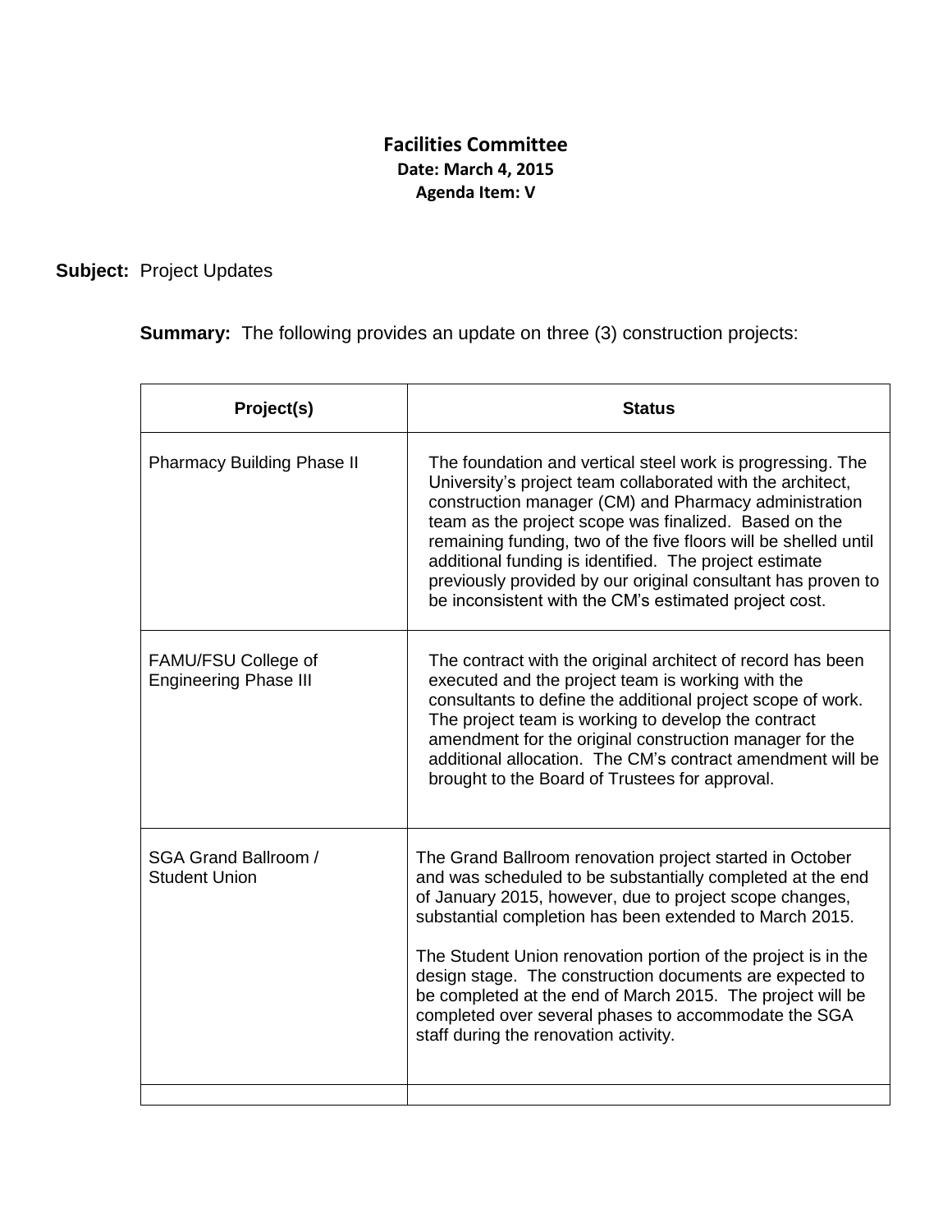**Facilities Committee**
**Date: March 4, 2015**
**Agenda Item: V**

**Subject:** Project Updates

**Summary:** The following provides an update on three (3) construction projects:

| Project(s) | Status |
| --- | --- |
| Pharmacy Building Phase II | The foundation and vertical steel work is progressing. The University's project team collaborated with the architect, construction manager (CM) and Pharmacy administration team as the project scope was finalized. Based on the remaining funding, two of the five floors will be shelled until additional funding is identified. The project estimate previously provided by our original consultant has proven to be inconsistent with the CM's estimated project cost. |
| FAMU/FSU College of Engineering Phase III | The contract with the original architect of record has been executed and the project team is working with the consultants to define the additional project scope of work. The project team is working to develop the contract amendment for the original construction manager for the additional allocation. The CM's contract amendment will be brought to the Board of Trustees for approval. |
| SGA Grand Ballroom / Student Union | The Grand Ballroom renovation project started in October and was scheduled to be substantially completed at the end of January 2015, however, due to project scope changes, substantial completion has been extended to March 2015.<br><br>The Student Union renovation portion of the project is in the design stage. The construction documents are expected to be completed at the end of March 2015. The project will be completed over several phases to accommodate the SGA staff during the renovation activity. |
| | |